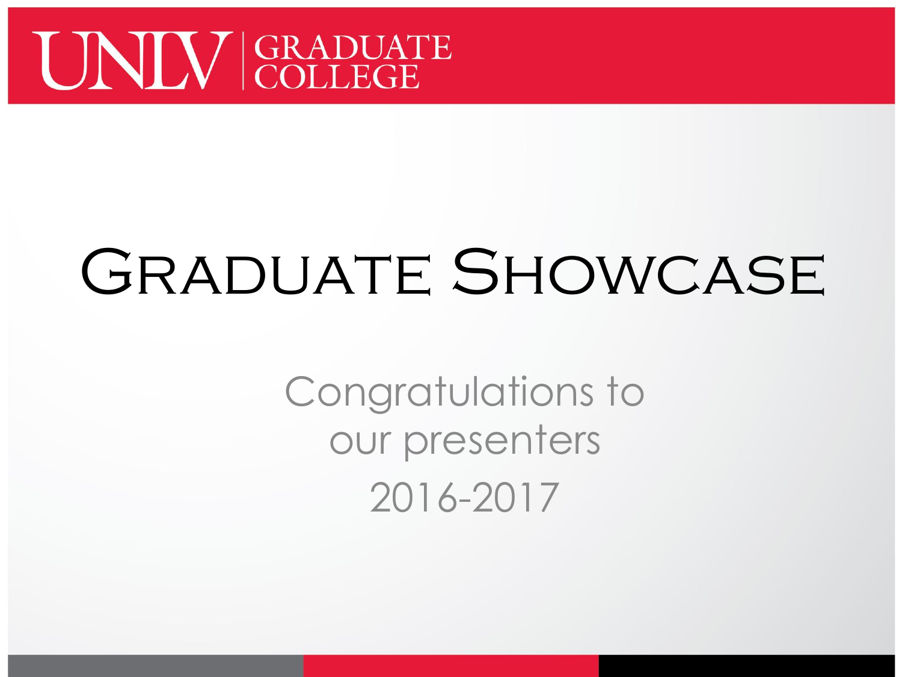UNLV | GRADUATE COLLEGE

# Graduate Showcase

Congratulations to our presenters

2016-2017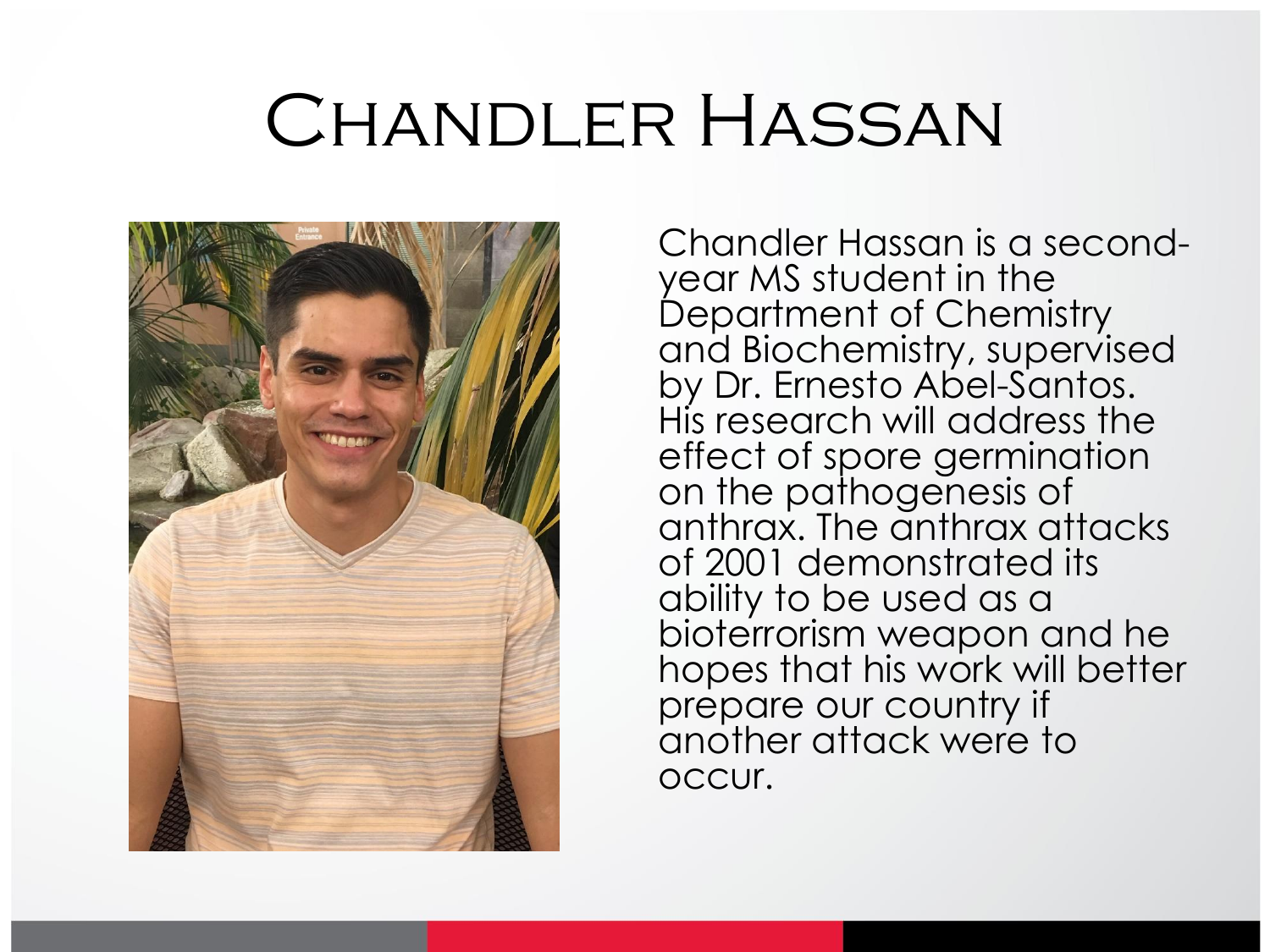# Chandler Hassan

Chandler Hassan is a second-year MS student in the Department of Chemistry and Biochemistry, supervised by Dr. Ernesto Abel-Santos. His research will address the effect of spore germination on the pathogenesis of anthrax. The anthrax attacks of 2001 demonstrated its ability to be used as a bioterrorism weapon and he hopes that his work will better prepare our country if another attack were to occur.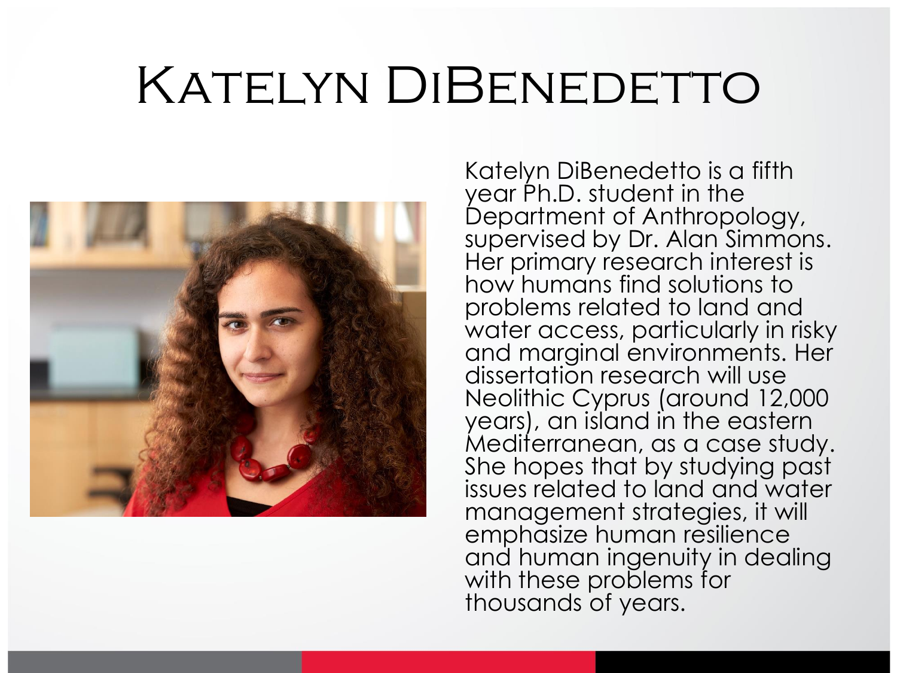# Katelyn DiBenedetto

Katelyn DiBenedetto is a fifth year Ph.D. student in the Department of Anthropology, supervised by Dr. Alan Simmons. Her primary research interest is how humans find solutions to problems related to land and water access, particularly in risky and marginal environments. Her dissertation research will use Neolithic Cyprus (around 12,000 years), an island in the eastern Mediterranean, as a case study. She hopes that by studying past issues related to land and water management strategies, it will emphasize human resilience and human ingenuity in dealing with these problems for thousands of years.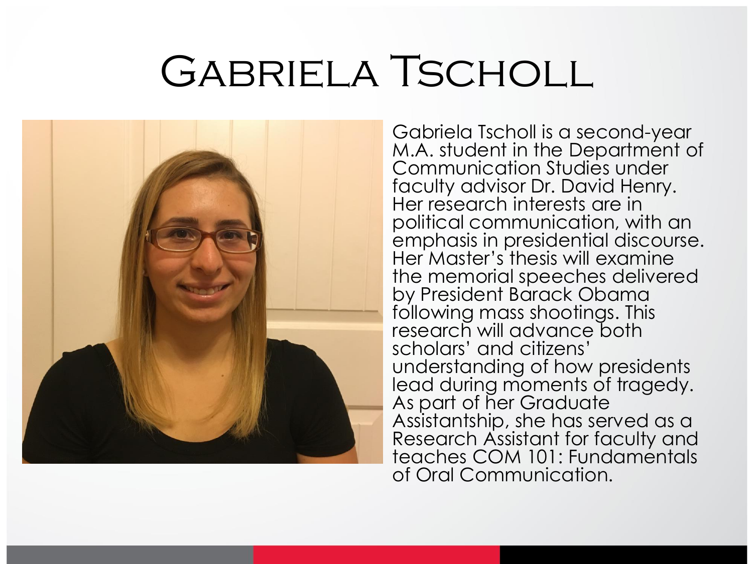# Gabriela Tscholl

Gabriela Tscholl is a second-year M.A. student in the Department of Communication Studies under faculty advisor Dr. David Henry. Her research interests are in political communication, with an emphasis in presidential discourse. Her Master's thesis will examine the memorial speeches delivered by President Barack Obama following mass shootings. This research will advance both scholars' and citizens' understanding of how presidents lead during moments of tragedy. As part of her Graduate Assistantship, she has served as a Research Assistant for faculty and teaches COM 101: Fundamentals of Oral Communication.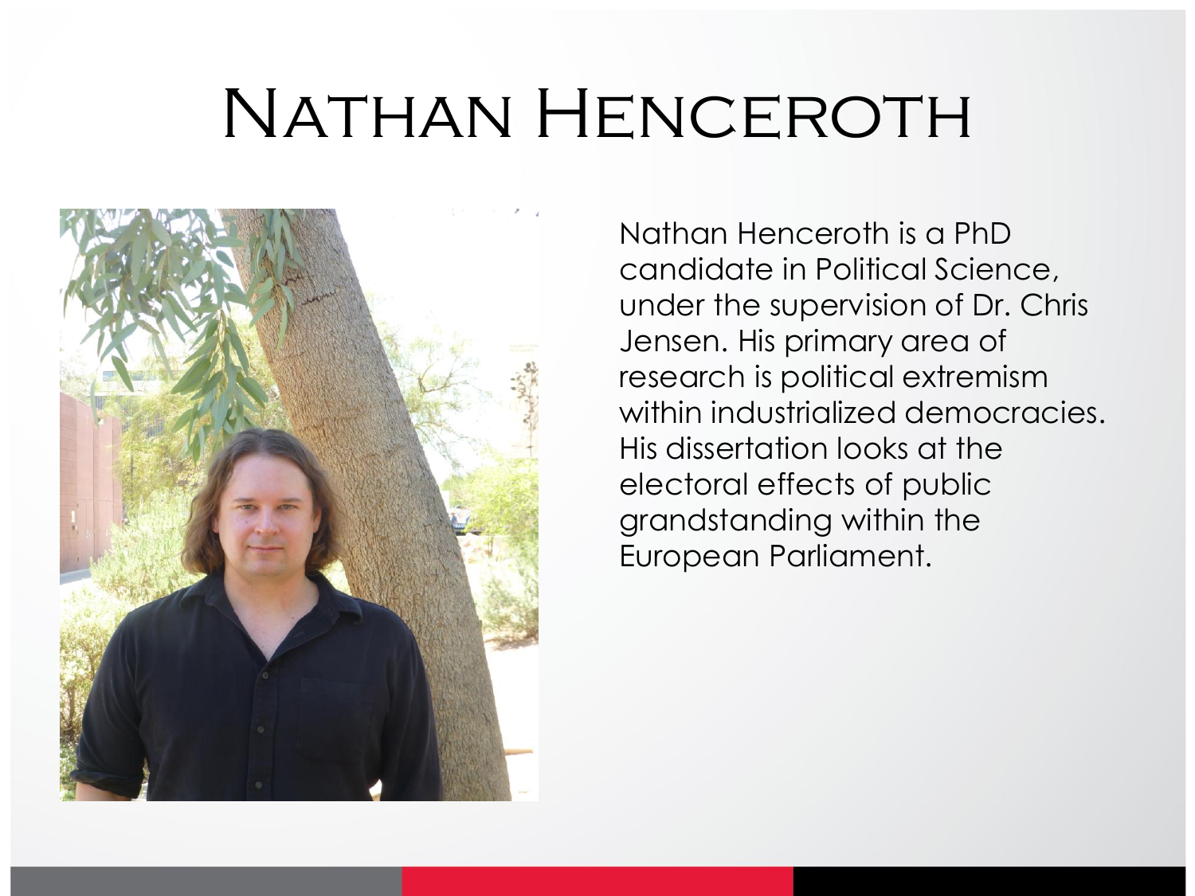# Nathan Henceroth

Nathan Henceroth is a PhD candidate in Political Science, under the supervision of Dr. Chris Jensen. His primary area of research is political extremism within industrialized democracies. His dissertation looks at the electoral effects of public grandstanding within the European Parliament.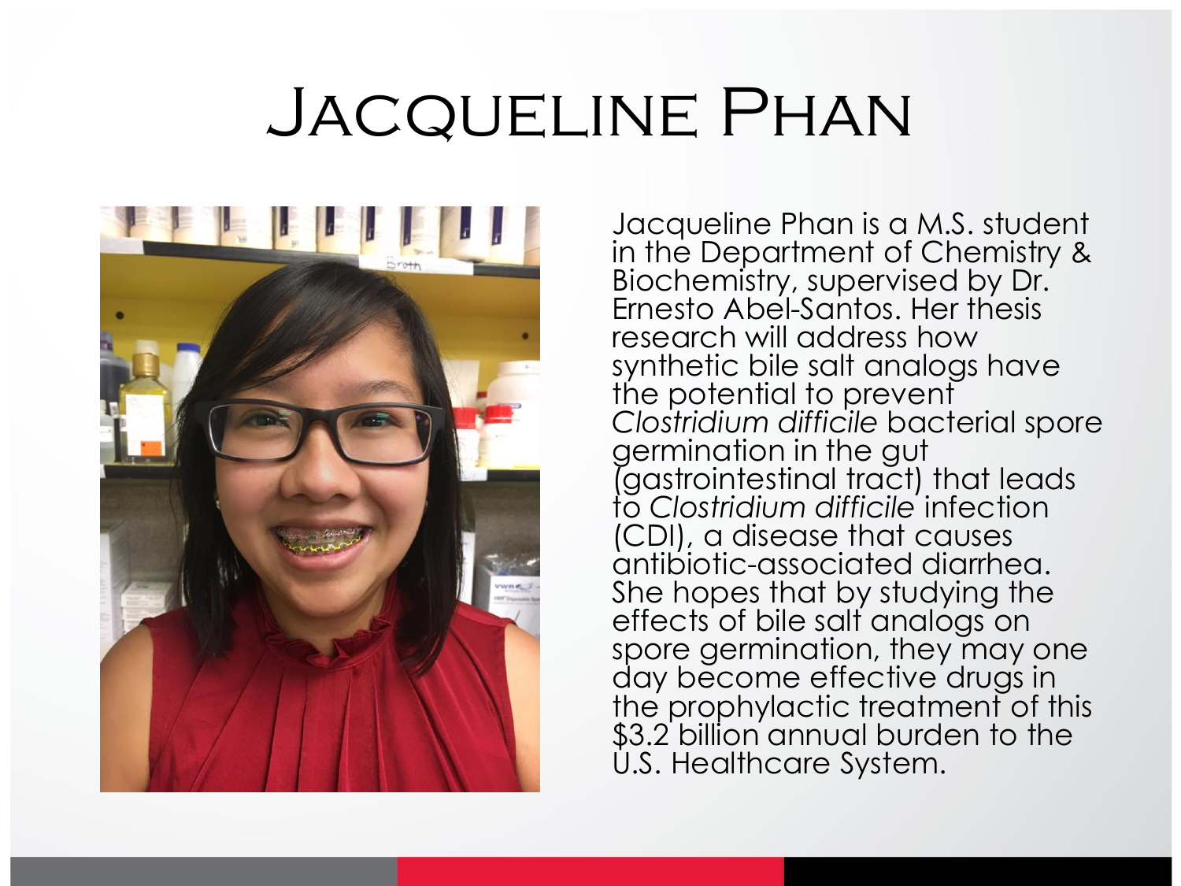# Jacqueline Phan

Jacqueline Phan is a M.S. student in the Department of Chemistry & Biochemistry, supervised by Dr. Ernesto Abel-Santos. Her thesis research will address how synthetic bile salt analogs have the potential to prevent *Clostridium difficile* bacterial spore germination in the gut (gastrointestinal tract) that leads to *Clostridium difficile* infection (CDI), a disease that causes antibiotic-associated diarrhea. She hopes that by studying the effects of bile salt analogs on spore germination, they may one day become effective drugs in the prophylactic treatment of this $3.2 billion annual burden to the U.S. Healthcare System.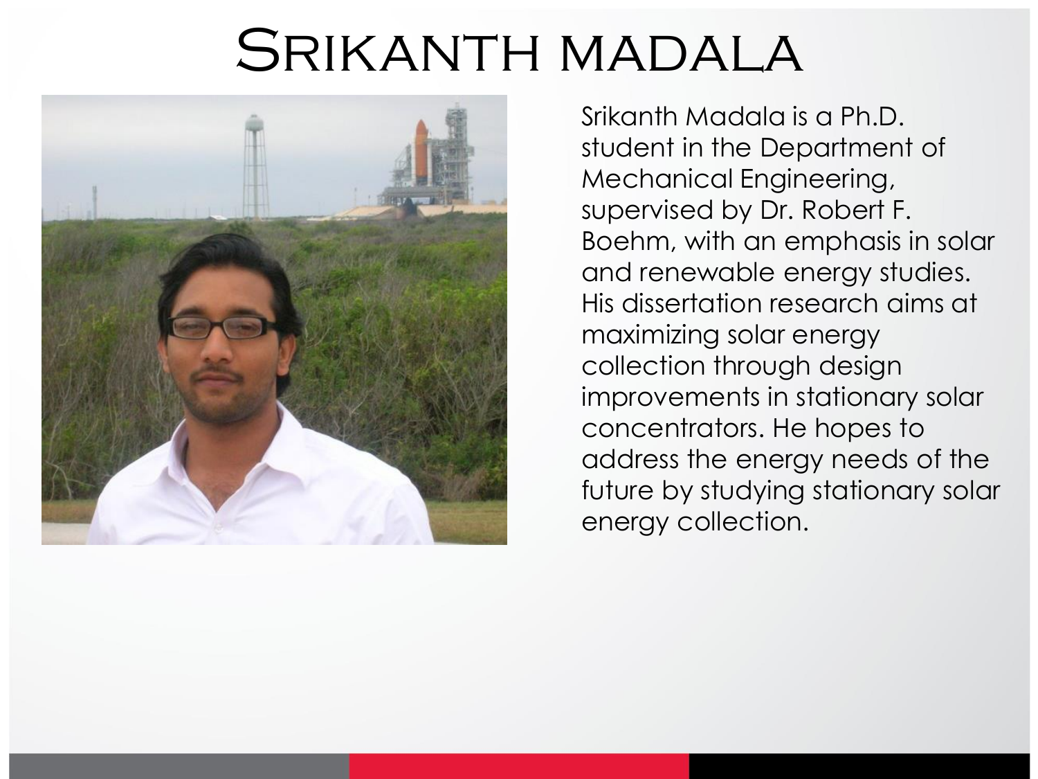# Srikanth Madala

Srikanth Madala is a Ph.D. student in the Department of Mechanical Engineering, supervised by Dr. Robert F. Boehm, with an emphasis in solar and renewable energy studies. His dissertation research aims at maximizing solar energy collection through design improvements in stationary solar concentrators. He hopes to address the energy needs of the future by studying stationary solar energy collection.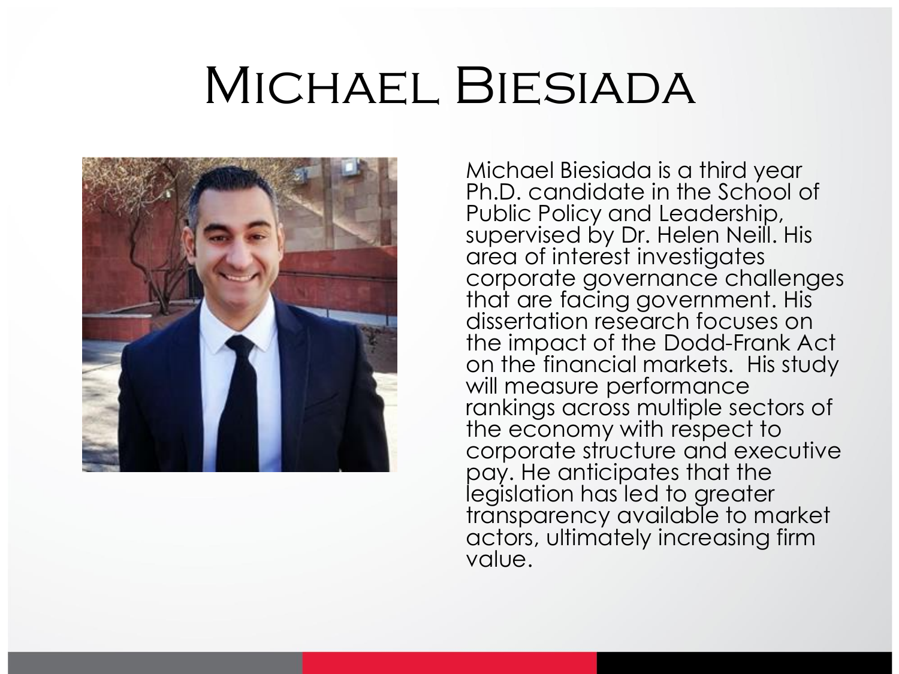# Michael Biesiada

Michael Biesiada is a third year Ph.D. candidate in the School of Public Policy and Leadership, supervised by Dr. Helen Neill. His area of interest investigates corporate governance challenges that are facing government. His dissertation research focuses on the impact of the Dodd-Frank Act on the financial markets. His study will measure performance rankings across multiple sectors of the economy with respect to corporate structure and executive pay. He anticipates that the legislation has led to greater transparency available to market actors, ultimately increasing firm value.